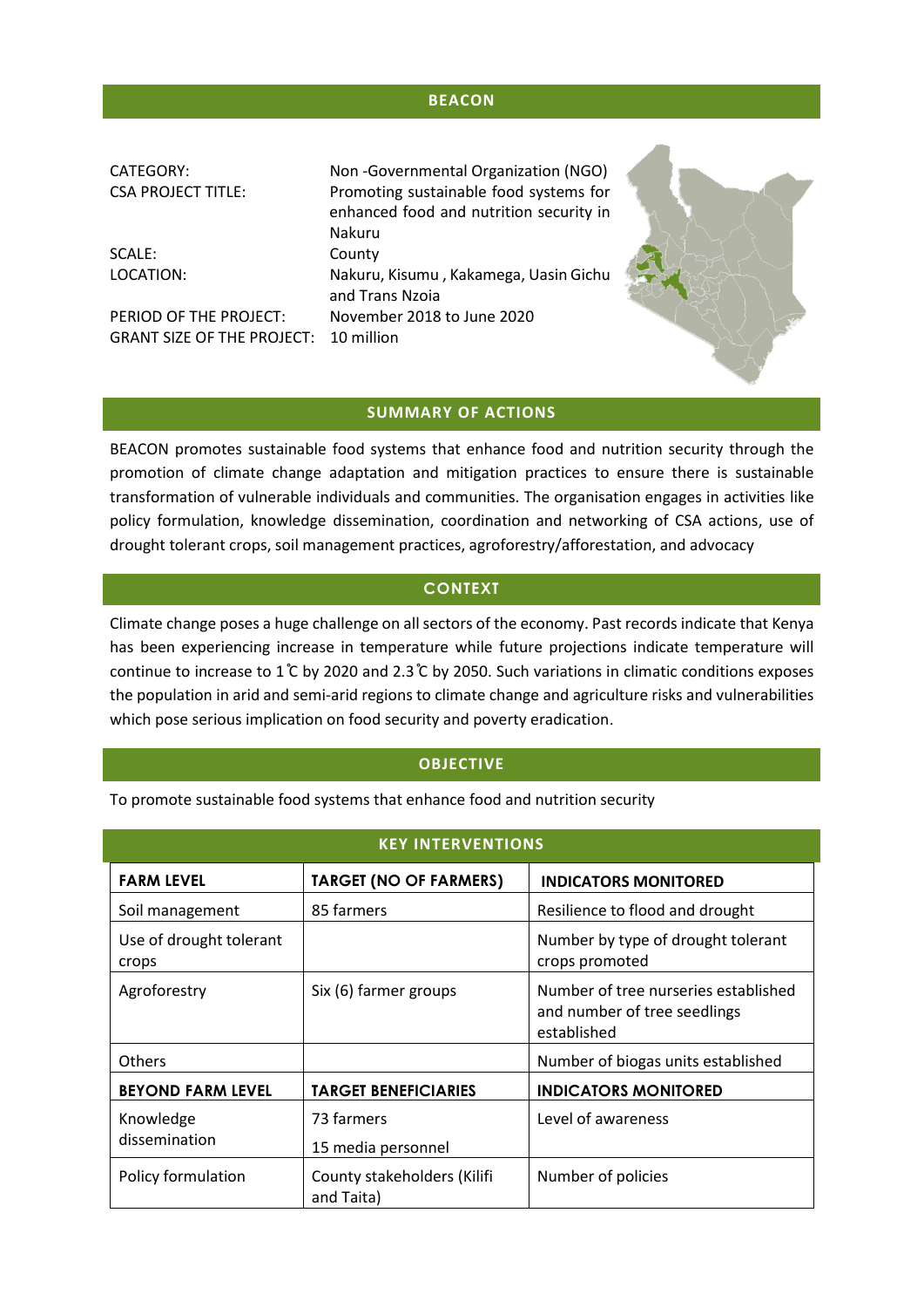# BEACON

| | |
|---|---|
| CATEGORY: | Non -Governmental Organization (NGO) |
| CSA PROJECT TITLE: | Promoting sustainable food systems for enhanced food and nutrition security in Nakuru |
| SCALE: | County |
| LOCATION: | Nakuru, Kisumu , Kakamega, Uasin Gichu and Trans Nzoia |
| PERIOD OF THE PROJECT: | November 2018 to June 2020 |
| GRANT SIZE OF THE PROJECT: | 10 million |

## SUMMARY OF ACTIONS

BEACON promotes sustainable food systems that enhance food and nutrition security through the promotion of climate change adaptation and mitigation practices to ensure there is sustainable transformation of vulnerable individuals and communities. The organisation engages in activities like policy formulation, knowledge dissemination, coordination and networking of CSA actions, use of drought tolerant crops, soil management practices, agroforestry/afforestation, and advocacy

## CONTEXT

Climate change poses a huge challenge on all sectors of the economy. Past records indicate that Kenya has been experiencing increase in temperature while future projections indicate temperature will continue to increase to 1°C by 2020 and 2.3°C by 2050. Such variations in climatic conditions exposes the population in arid and semi-arid regions to climate change and agriculture risks and vulnerabilities which pose serious implication on food security and poverty eradication.

## OBJECTIVE

To promote sustainable food systems that enhance food and nutrition security

## KEY INTERVENTIONS

| FARM LEVEL | TARGET (NO OF FARMERS) | INDICATORS MONITORED |
|---|---|---|
| Soil management | 85 farmers | Resilience to flood and drought |
| Use of drought tolerant crops | | Number by type of drought tolerant crops promoted |
| Agroforestry | Six (6) farmer groups | Number of tree nurseries established and number of tree seedlings established |
| Others | | Number of biogas units established |
| **BEYOND FARM LEVEL** | **TARGET BENEFICIARIES** | **INDICATORS MONITORED** |
| Knowledge dissemination | 73 farmers<br>15 media personnel | Level of awareness |
| Policy formulation | County stakeholders (Kilifi and Taita) | Number of policies |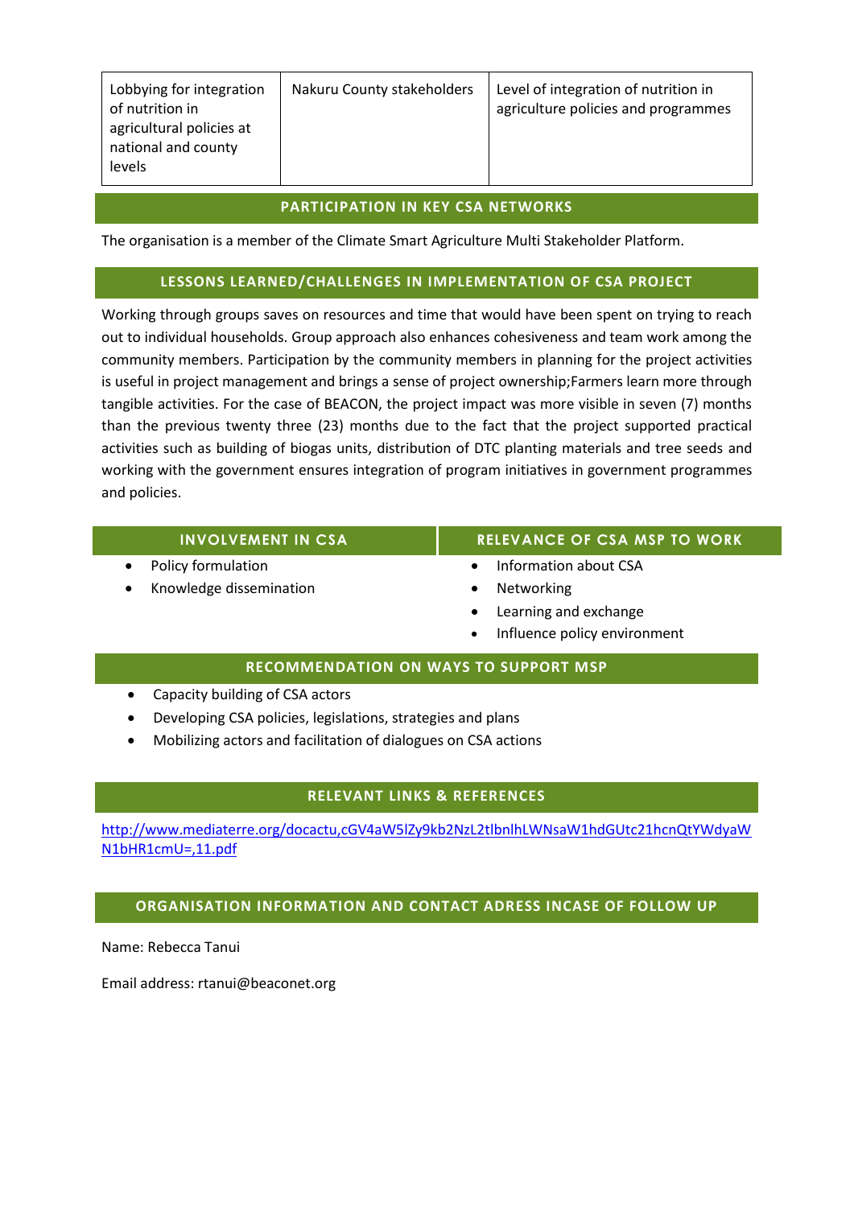| | | |
|---|---|---|
| Lobbying for integration of nutrition in agricultural policies at national and county levels | Nakuru County stakeholders | Level of integration of nutrition in agriculture policies and programmes |

## PARTICIPATION IN KEY CSA NETWORKS

The organisation is a member of the Climate Smart Agriculture Multi Stakeholder Platform.

## LESSONS LEARNED/CHALLENGES IN IMPLEMENTATION OF CSA PROJECT

Working through groups saves on resources and time that would have been spent on trying to reach out to individual households. Group approach also enhances cohesiveness and team work among the community members. Participation by the community members in planning for the project activities is useful in project management and brings a sense of project ownership;Farmers learn more through tangible activities. For the case of BEACON, the project impact was more visible in seven (7) months than the previous twenty three (23) months due to the fact that the project supported practical activities such as building of biogas units, distribution of DTC planting materials and tree seeds and working with the government ensures integration of program initiatives in government programmes and policies.

## INVOLVEMENT IN CSA

- Policy formulation
- Knowledge dissemination

## RELEVANCE OF CSA MSP TO WORK

- Information about CSA
- Networking
- Learning and exchange
- Influence policy environment

## RECOMMENDATION ON WAYS TO SUPPORT MSP

- Capacity building of CSA actors
- Developing CSA policies, legislations, strategies and plans
- Mobilizing actors and facilitation of dialogues on CSA actions

## RELEVANT LINKS & REFERENCES

http://www.mediaterre.org/docactu,cGV4aW5lZy9kb2NzL2tlbnlhLWNsaW1hdGUtc21hcnQtYWdyaWN1bHR1cmU=,11.pdf

## ORGANISATION INFORMATION AND CONTACT ADRESS INCASE OF FOLLOW UP

Name: Rebecca Tanui

Email address: rtanui@beaconet.org